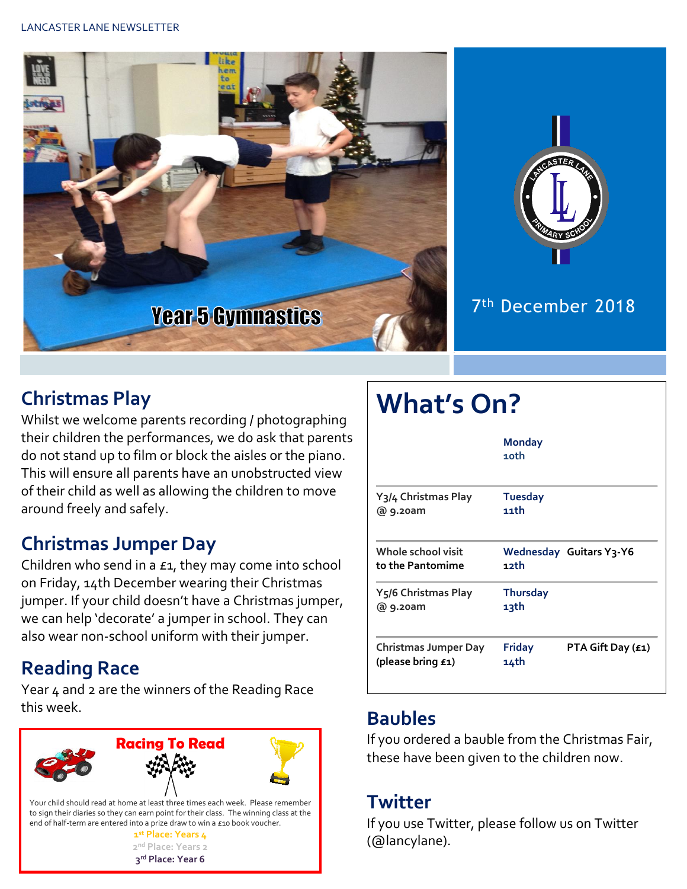LANCASTER LANE NEWSLETTER

Year 5 Gymnastics

7th December 2018

## Christmas Play

Whilst we welcome parents recording / photographing their children the performances, we do ask that parents do not stand up to film or block the aisles or the piano. This will ensure all parents have an unobstructed view of their child as well as allowing the children to move around freely and safely.

## Christmas Jumper Day

Children who send in a £1, they may come into school on Friday, 14th December wearing their Christmas jumper. If your child doesn't have a Christmas jumper, we can help 'decorate' a jumper in school. They can also wear non-school uniform with their jumper.

## Reading Race

Year 4 and 2 are the winners of the Reading Race this week.

**Racing To Read**

Your child should read at home at least three times each week. Please remember to sign their diaries so they can earn point for their class. The winning class at the end of half-term are entered into a prize draw to win a £10 book voucher.

1st Place: Years 4
2nd Place: Years 2
3rd Place: Year 6

# What's On?

| | | |
|---|---|---|
| | Monday 10th | |
| Y3/4 Christmas Play @ 9.20am | Tuesday 11th | |
| Whole school visit to the Pantomime | Wednesday 12th | Guitars Y3-Y6 |
| Y5/6 Christmas Play @ 9.20am | Thursday 13th | |
| Christmas Jumper Day (please bring £1) | Friday 14th | PTA Gift Day (£1) |

## Baubles

If you ordered a bauble from the Christmas Fair, these have been given to the children now.

## Twitter

If you use Twitter, please follow us on Twitter (@lancylane).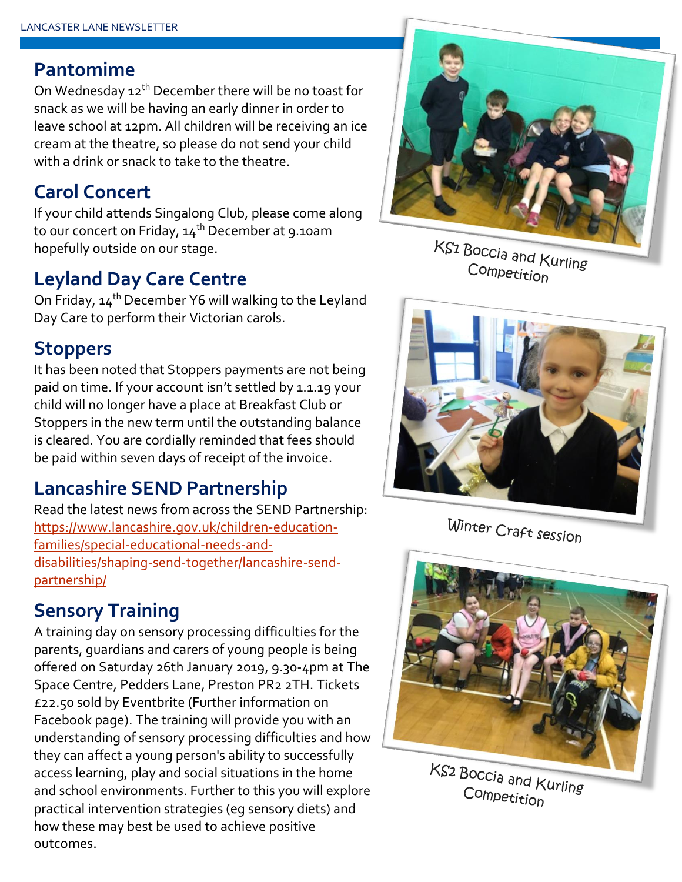## Pantomime

On Wednesday 12th December there will be no toast for snack as we will be having an early dinner in order to leave school at 12pm. All children will be receiving an ice cream at the theatre, so please do not send your child with a drink or snack to take to the theatre.

## Carol Concert

If your child attends Singalong Club, please come along to our concert on Friday, 14th December at 9.10am hopefully outside on our stage.

## Leyland Day Care Centre

On Friday, 14th December Y6 will walking to the Leyland Day Care to perform their Victorian carols.

## Stoppers

It has been noted that Stoppers payments are not being paid on time. If your account isn't settled by 1.1.19 your child will no longer have a place at Breakfast Club or Stoppers in the new term until the outstanding balance is cleared. You are cordially reminded that fees should be paid within seven days of receipt of the invoice.

## Lancashire SEND Partnership

Read the latest news from across the SEND Partnership: https://www.lancashire.gov.uk/children-education-families/special-educational-needs-and-disabilities/shaping-send-together/lancashire-send-partnership/

## Sensory Training

A training day on sensory processing difficulties for the parents, guardians and carers of young people is being offered on Saturday 26th January 2019, 9.30-4pm at The Space Centre, Pedders Lane, Preston PR2 2TH. Tickets £22.50 sold by Eventbrite (Further information on Facebook page). The training will provide you with an understanding of sensory processing difficulties and how they can affect a young person's ability to successfully access learning, play and social situations in the home and school environments. Further to this you will explore practical intervention strategies (eg sensory diets) and how these may best be used to achieve positive outcomes.

KS1 Boccia and Kurling Competition

Winter Craft session

KS2 Boccia and Kurling Competition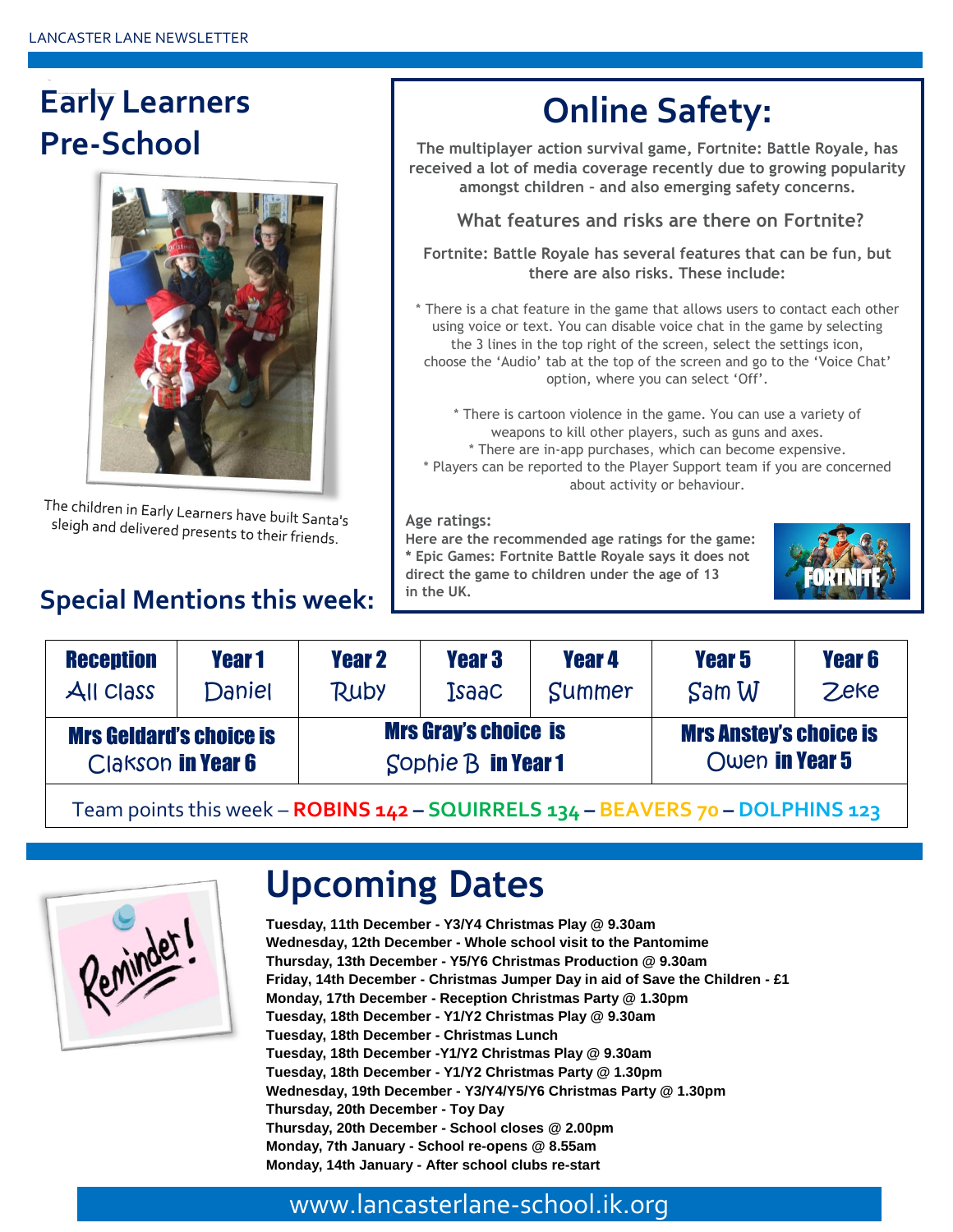## Early Learners Pre-School

The children in Early Learners have built Santa's sleigh and delivered presents to their friends.

# Online Safety:

**The multiplayer action survival game, Fortnite: Battle Royale, has received a lot of media coverage recently due to growing popularity amongst children – and also emerging safety concerns.**

**What features and risks are there on Fortnite?**

**Fortnite: Battle Royale has several features that can be fun, but there are also risks. These include:**

* There is a chat feature in the game that allows users to contact each other using voice or text. You can disable voice chat in the game by selecting the 3 lines in the top right of the screen, select the settings icon, choose the 'Audio' tab at the top of the screen and go to the 'Voice Chat' option, where you can select 'Off'.

* There is cartoon violence in the game. You can use a variety of weapons to kill other players, such as guns and axes.
* There are in-app purchases, which can become expensive.
* Players can be reported to the Player Support team if you are concerned about activity or behaviour.

**Age ratings:**

**Here are the recommended age ratings for the game:**
**\* Epic Games: Fortnite Battle Royale says it does not direct the game to children under the age of 13 in the UK.**

## Special Mentions this week:

| Reception | Year 1 | Year 2 | Year 3 | Year 4 | Year 5 | Year 6 |
|---|---|---|---|---|---|---|
| All class | Daniel | Ruby | Isaac | Summer | Sam W | Zeke |

**Mrs Geldard's choice is** Clakson **in Year 6**

**Mrs Gray's choice is** Sophie B **in Year 1**

**Mrs Anstey's choice is** Owen **in Year 5**

Team points this week – **ROBINS 142** – **SQUIRRELS 134** – **BEAVERS 70** – **DOLPHINS 123**

# Upcoming Dates

**Tuesday, 11th December - Y3/Y4 Christmas Play @ 9.30am**
**Wednesday, 12th December - Whole school visit to the Pantomime**
**Thursday, 13th December - Y5/Y6 Christmas Production @ 9.30am**
**Friday, 14th December - Christmas Jumper Day in aid of Save the Children - £1**
**Monday, 17th December - Reception Christmas Party @ 1.30pm**
**Tuesday, 18th December - Y1/Y2 Christmas Play @ 9.30am**
**Tuesday, 18th December - Christmas Lunch**
**Tuesday, 18th December -Y1/Y2 Christmas Play @ 9.30am**
**Tuesday, 18th December - Y1/Y2 Christmas Party @ 1.30pm**
**Wednesday, 19th December - Y3/Y4/Y5/Y6 Christmas Party @ 1.30pm**
**Thursday, 20th December - Toy Day**
**Thursday, 20th December - School closes @ 2.00pm**
**Monday, 7th January - School re-opens @ 8.55am**
**Monday, 14th January - After school clubs re-start**

www.lancasterlane-school.ik.org